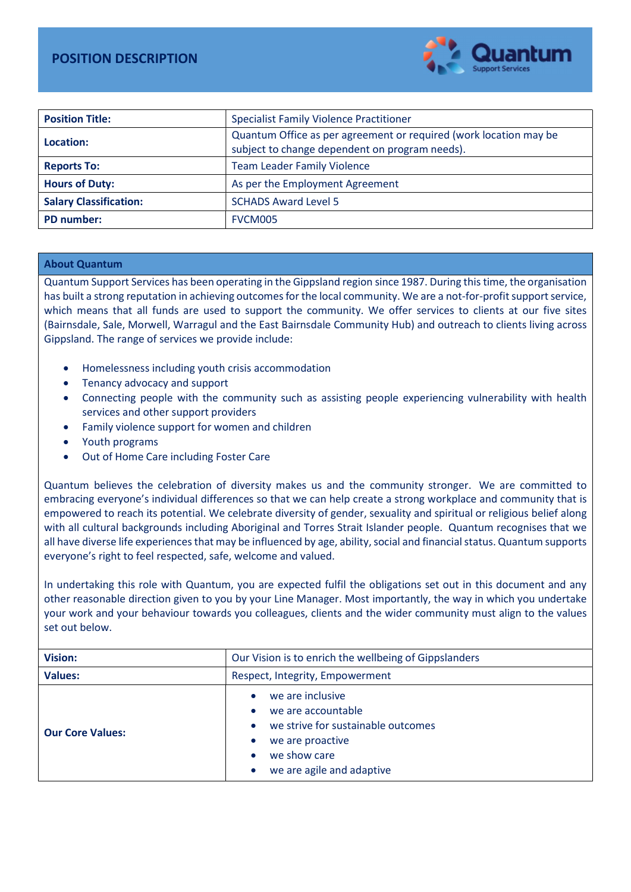# POSITION DESCRIPTION

| Position Title: | Specialist Family Violence Practitioner |
|---|---|
| Location: | Quantum Office as per agreement or required (work location may be subject to change dependent on program needs). |
| Reports To: | Team Leader Family Violence |
| Hours of Duty: | As per the Employment Agreement |
| Salary Classification: | SCHADS Award Level 5 |
| PD number: | FVCM005 |

## About Quantum

Quantum Support Services has been operating in the Gippsland region since 1987. During this time, the organisation has built a strong reputation in achieving outcomes for the local community. We are a not-for-profit support service, which means that all funds are used to support the community. We offer services to clients at our five sites (Bairnsdale, Sale, Morwell, Warragul and the East Bairnsdale Community Hub) and outreach to clients living across Gippsland. The range of services we provide include:

- Homelessness including youth crisis accommodation
- Tenancy advocacy and support
- Connecting people with the community such as assisting people experiencing vulnerability with health services and other support providers
- Family violence support for women and children
- Youth programs
- Out of Home Care including Foster Care

Quantum believes the celebration of diversity makes us and the community stronger. We are committed to embracing everyone's individual differences so that we can help create a strong workplace and community that is empowered to reach its potential. We celebrate diversity of gender, sexuality and spiritual or religious belief along with all cultural backgrounds including Aboriginal and Torres Strait Islander people. Quantum recognises that we all have diverse life experiences that may be influenced by age, ability, social and financial status. Quantum supports everyone's right to feel respected, safe, welcome and valued.

In undertaking this role with Quantum, you are expected fulfil the obligations set out in this document and any other reasonable direction given to you by your Line Manager. Most importantly, the way in which you undertake your work and your behaviour towards you colleagues, clients and the wider community must align to the values set out below.

| Vision: | Our Vision is to enrich the wellbeing of Gippslanders |
|---|---|
| Values: | Respect, Integrity, Empowerment |
| Our Core Values: | • we are inclusive<br>• we are accountable<br>• we strive for sustainable outcomes<br>• we are proactive<br>• we show care<br>• we are agile and adaptive |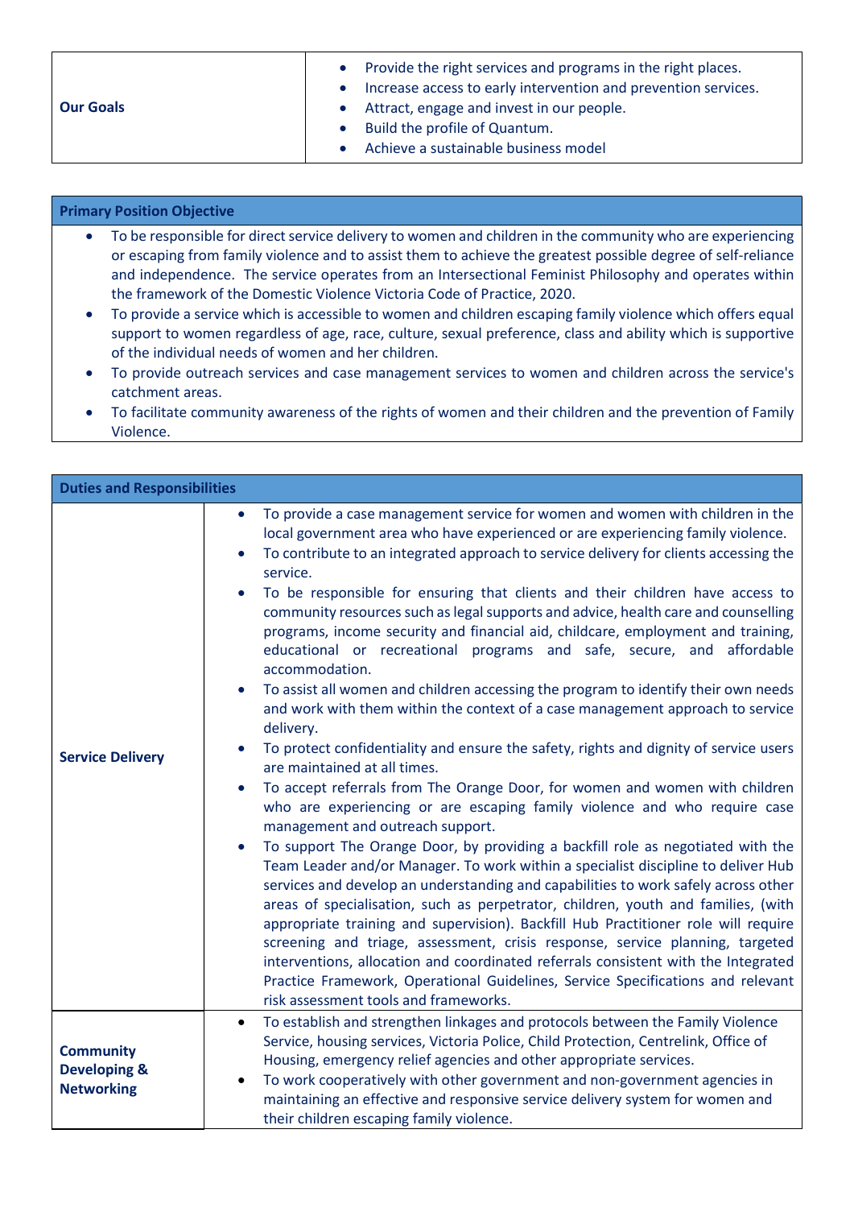| **Our Goals** | • Provide the right services and programs in the right places.<br>• Increase access to early intervention and prevention services.<br>• Attract, engage and invest in our people.<br>• Build the profile of Quantum.<br>• Achieve a sustainable business model |
|---|---|

**Primary Position Objective**

- To be responsible for direct service delivery to women and children in the community who are experiencing or escaping from family violence and to assist them to achieve the greatest possible degree of self-reliance and independence. The service operates from an Intersectional Feminist Philosophy and operates within the framework of the Domestic Violence Victoria Code of Practice, 2020.
- To provide a service which is accessible to women and children escaping family violence which offers equal support to women regardless of age, race, culture, sexual preference, class and ability which is supportive of the individual needs of women and her children.
- To provide outreach services and case management services to women and children across the service's catchment areas.
- To facilitate community awareness of the rights of women and their children and the prevention of Family Violence.

| **Duties and Responsibilities** | |
|---|---|
| **Service Delivery** | • To provide a case management service for women and women with children in the local government area who have experienced or are experiencing family violence.<br>• To contribute to an integrated approach to service delivery for clients accessing the service.<br>• To be responsible for ensuring that clients and their children have access to community resources such as legal supports and advice, health care and counselling programs, income security and financial aid, childcare, employment and training, educational or recreational programs and safe, secure, and affordable accommodation.<br>• To assist all women and children accessing the program to identify their own needs and work with them within the context of a case management approach to service delivery.<br>• To protect confidentiality and ensure the safety, rights and dignity of service users are maintained at all times.<br>• To accept referrals from The Orange Door, for women and women with children who are experiencing or are escaping family violence and who require case management and outreach support.<br>• To support The Orange Door, by providing a backfill role as negotiated with the Team Leader and/or Manager. To work within a specialist discipline to deliver Hub services and develop an understanding and capabilities to work safely across other areas of specialisation, such as perpetrator, children, youth and families, (with appropriate training and supervision). Backfill Hub Practitioner role will require screening and triage, assessment, crisis response, service planning, targeted interventions, allocation and coordinated referrals consistent with the Integrated Practice Framework, Operational Guidelines, Service Specifications and relevant risk assessment tools and frameworks. |
| **Community Developing & Networking** | • To establish and strengthen linkages and protocols between the Family Violence Service, housing services, Victoria Police, Child Protection, Centrelink, Office of Housing, emergency relief agencies and other appropriate services.<br>• To work cooperatively with other government and non-government agencies in maintaining an effective and responsive service delivery system for women and their children escaping family violence. |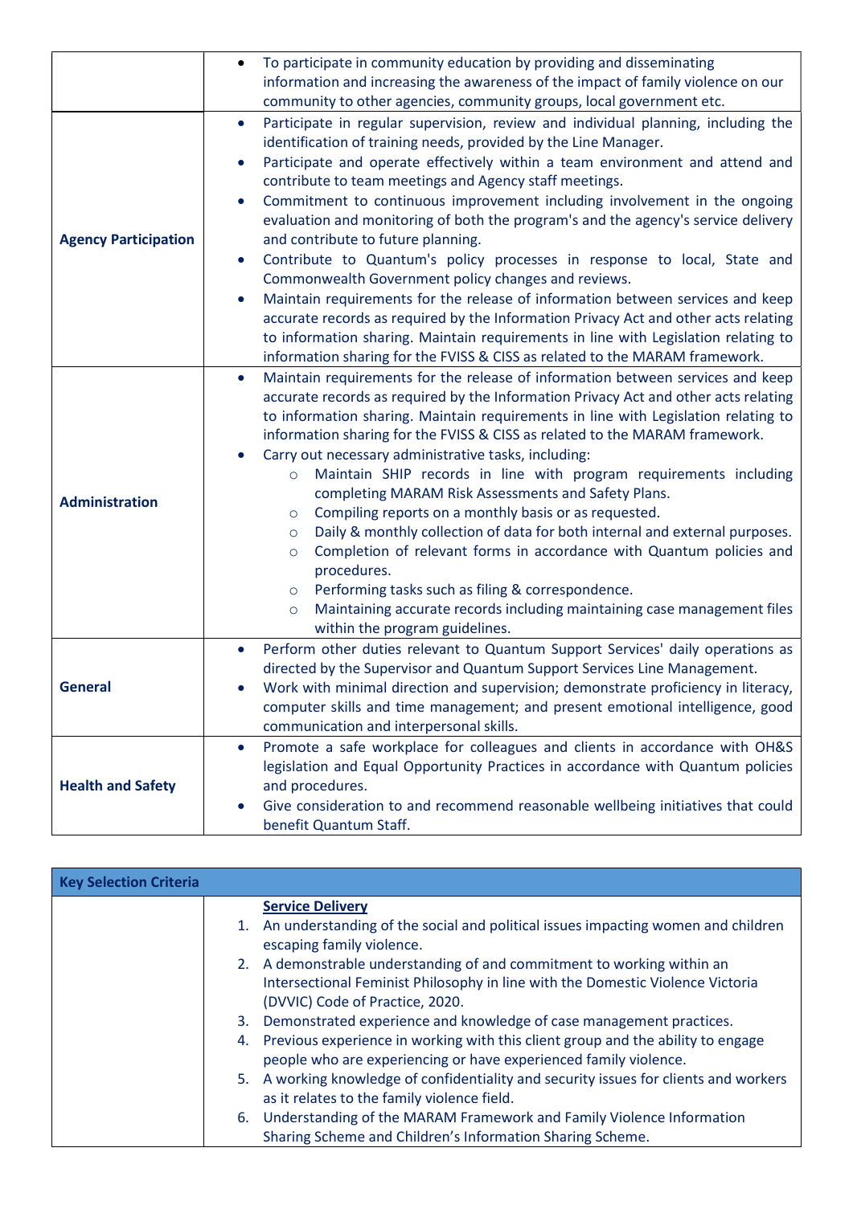| | |
|---|---|
| | • To participate in community education by providing and disseminating information and increasing the awareness of the impact of family violence on our community to other agencies, community groups, local government etc. |
| **Agency Participation** | • Participate in regular supervision, review and individual planning, including the identification of training needs, provided by the Line Manager.<br>• Participate and operate effectively within a team environment and attend and contribute to team meetings and Agency staff meetings.<br>• Commitment to continuous improvement including involvement in the ongoing evaluation and monitoring of both the program's and the agency's service delivery and contribute to future planning.<br>• Contribute to Quantum's policy processes in response to local, State and Commonwealth Government policy changes and reviews.<br>• Maintain requirements for the release of information between services and keep accurate records as required by the Information Privacy Act and other acts relating to information sharing. Maintain requirements in line with Legislation relating to information sharing for the FVISS & CISS as related to the MARAM framework. |
| **Administration** | • Maintain requirements for the release of information between services and keep accurate records as required by the Information Privacy Act and other acts relating to information sharing. Maintain requirements in line with Legislation relating to information sharing for the FVISS & CISS as related to the MARAM framework.<br>• Carry out necessary administrative tasks, including:<br>&nbsp;&nbsp;○ Maintain SHIP records in line with program requirements including completing MARAM Risk Assessments and Safety Plans.<br>&nbsp;&nbsp;○ Compiling reports on a monthly basis or as requested.<br>&nbsp;&nbsp;○ Daily & monthly collection of data for both internal and external purposes.<br>&nbsp;&nbsp;○ Completion of relevant forms in accordance with Quantum policies and procedures.<br>&nbsp;&nbsp;○ Performing tasks such as filing & correspondence.<br>&nbsp;&nbsp;○ Maintaining accurate records including maintaining case management files within the program guidelines. |
| **General** | • Perform other duties relevant to Quantum Support Services' daily operations as directed by the Supervisor and Quantum Support Services Line Management.<br>• Work with minimal direction and supervision; demonstrate proficiency in literacy, computer skills and time management; and present emotional intelligence, good communication and interpersonal skills. |
| **Health and Safety** | • Promote a safe workplace for colleagues and clients in accordance with OH&S legislation and Equal Opportunity Practices in accordance with Quantum policies and procedures.<br>• Give consideration to and recommend reasonable wellbeing initiatives that could benefit Quantum Staff. |

| **Key Selection Criteria** | |
|---|---|
| | **Service Delivery**<br>1. An understanding of the social and political issues impacting women and children escaping family violence.<br>2. A demonstrable understanding of and commitment to working within an Intersectional Feminist Philosophy in line with the Domestic Violence Victoria (DVVIC) Code of Practice, 2020.<br>3. Demonstrated experience and knowledge of case management practices.<br>4. Previous experience in working with this client group and the ability to engage people who are experiencing or have experienced family violence.<br>5. A working knowledge of confidentiality and security issues for clients and workers as it relates to the family violence field.<br>6. Understanding of the MARAM Framework and Family Violence Information Sharing Scheme and Children's Information Sharing Scheme. |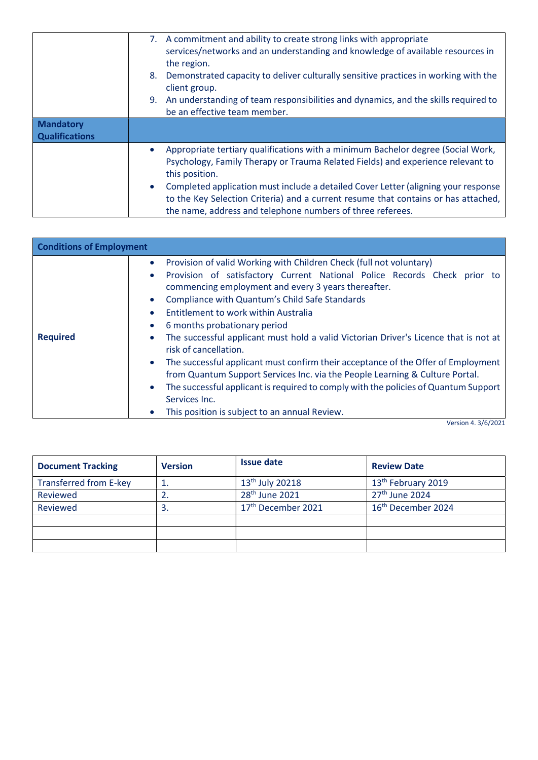| | |
|---|---|
| | 7. A commitment and ability to create strong links with appropriate services/networks and an understanding and knowledge of available resources in the region.<br>8. Demonstrated capacity to deliver culturally sensitive practices in working with the client group.<br>9. An understanding of team responsibilities and dynamics, and the skills required to be an effective team member. |
| **Mandatory Qualifications** | |
| | • Appropriate tertiary qualifications with a minimum Bachelor degree (Social Work, Psychology, Family Therapy or Trauma Related Fields) and experience relevant to this position.<br>• Completed application must include a detailed Cover Letter (aligning your response to the Key Selection Criteria) and a current resume that contains or has attached, the name, address and telephone numbers of three referees. |

| **Conditions of Employment** | |
|---|---|
| **Required** | • Provision of valid Working with Children Check (full not voluntary)<br>• Provision of satisfactory Current National Police Records Check prior to commencing employment and every 3 years thereafter.<br>• Compliance with Quantum's Child Safe Standards<br>• Entitlement to work within Australia<br>• 6 months probationary period<br>• The successful applicant must hold a valid Victorian Driver's Licence that is not at risk of cancellation.<br>• The successful applicant must confirm their acceptance of the Offer of Employment from Quantum Support Services Inc. via the People Learning & Culture Portal.<br>• The successful applicant is required to comply with the policies of Quantum Support Services Inc.<br>• This position is subject to an annual Review. |

Version 4. 3/6/2021

| Document Tracking | Version | Issue date | Review Date |
|---|---|---|---|
| Transferred from E-key | 1. | 13th July 20218 | 13th February 2019 |
| Reviewed | 2. | 28th June 2021 | 27th June 2024 |
| Reviewed | 3. | 17th December 2021 | 16th December 2024 |
| | | | |
| | | | |
| | | | |